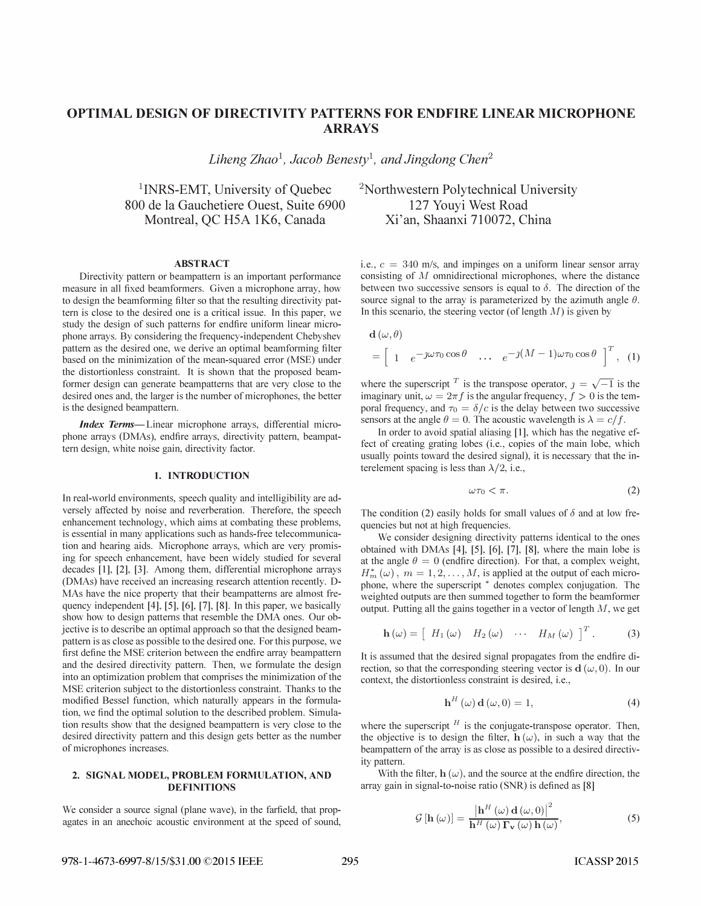# OPTIMAL DESIGN OF DIRECTIVITY PATTERNS FOR ENDFIRE LINEAR MICROPHONE ARRAYS

*Liheng Zhao*[1], *Jacob Benesty*[1], *and Jingdong Chen*[2]

[1]INRS-EMT, University of Quebec
800 de la Gauchetiere Ouest, Suite 6900
Montreal, QC H5A 1K6, Canada

[2]Northwestern Polytechnical University
127 Youyi West Road
Xi'an, Shaanxi 710072, China

## ABSTRACT

Directivity pattern or beampattern is an important performance measure in all fixed beamformers. Given a microphone array, how to design the beamforming filter so that the resulting directivity pattern is close to the desired one is a critical issue. In this paper, we study the design of such patterns for endfire uniform linear microphone arrays. By considering the frequency-independent Chebyshev pattern as the desired one, we derive an optimal beamforming filter based on the minimization of the mean-squared error (MSE) under the distortionless constraint. It is shown that the proposed beamformer design can generate beampatterns that are very close to the desired ones and, the larger is the number of microphones, the better is the designed beampattern.

***Index Terms—*** Linear microphone arrays, differential microphone arrays (DMAs), endfire arrays, directivity pattern, beampattern design, white noise gain, directivity factor.

## 1. INTRODUCTION

In real-world environments, speech quality and intelligibility are adversely affected by noise and reverberation. Therefore, the speech enhancement technology, which aims at combating these problems, is essential in many applications such as hands-free telecommunication and hearing aids. Microphone arrays, which are very promising for speech enhancement, have been widely studied for several decades [1], [2], [3]. Among them, differential microphone arrays (DMAs) have received an increasing research attention recently. DMAs have the nice property that their beampatterns are almost frequency independent [4], [5], [6], [7], [8]. In this paper, we basically show how to design patterns that resemble the DMA ones. Our objective is to describe an optimal approach so that the designed beampattern is as close as possible to the desired one. For this purpose, we first define the MSE criterion between the endfire array beampattern and the desired directivity pattern. Then, we formulate the design into an optimization problem that comprises the minimization of the MSE criterion subject to the distortionless constraint. Thanks to the modified Bessel function, which naturally appears in the formulation, we find the optimal solution to the described problem. Simulation results show that the designed beampattern is very close to the desired directivity pattern and this design gets better as the number of microphones increases.

## 2. SIGNAL MODEL, PROBLEM FORMULATION, AND DEFINITIONS

We consider a source signal (plane wave), in the farfield, that propagates in an anechoic acoustic environment at the speed of sound, i.e., $c = 340$ m/s, and impinges on a uniform linear sensor array consisting of $M$ omnidirectional microphones, where the distance between two successive sensors is equal to $\delta$. The direction of the source signal to the array is parameterized by the azimuth angle $\theta$. In this scenario, the steering vector (of length $M$) is given by

$$\mathbf{d}(\omega, \theta) = \begin{bmatrix} 1 & e^{-\jmath\omega\tau_0 \cos\theta} & \cdots & e^{-\jmath(M-1)\omega\tau_0 \cos\theta} \end{bmatrix}^T, \quad (1)$$

where the superscript $^T$ is the transpose operator, $\jmath = \sqrt{-1}$ is the imaginary unit, $\omega = 2\pi f$ is the angular frequency, $f > 0$ is the temporal frequency, and $\tau_0 = \delta/c$ is the delay between two successive sensors at the angle $\theta = 0$. The acoustic wavelength is $\lambda = c/f$.

In order to avoid spatial aliasing [1], which has the negative effect of creating grating lobes (i.e., copies of the main lobe, which usually points toward the desired signal), it is necessary that the interelement spacing is less than $\lambda/2$, i.e.,

$$\omega\tau_0 < \pi. \quad (2)$$

The condition (2) easily holds for small values of $\delta$ and at low frequencies but not at high frequencies.

We consider designing directivity patterns identical to the ones obtained with DMAs [4], [5], [6], [7], [8], where the main lobe is at the angle $\theta = 0$ (endfire direction). For that, a complex weight, $H_m^*(\omega)$, $m = 1, 2, \ldots, M$, is applied at the output of each microphone, where the superscript $^*$ denotes complex conjugation. The weighted outputs are then summed together to form the beamformer output. Putting all the gains together in a vector of length $M$, we get

$$\mathbf{h}(\omega) = \begin{bmatrix} H_1(\omega) & H_2(\omega) & \cdots & H_M(\omega) \end{bmatrix}^T. \quad (3)$$

It is assumed that the desired signal propagates from the endfire direction, so that the corresponding steering vector is $\mathbf{d}(\omega, 0)$. In our context, the distortionless constraint is desired, i.e.,

$$\mathbf{h}^H(\omega)\mathbf{d}(\omega, 0) = 1, \quad (4)$$

where the superscript $^H$ is the conjugate-transpose operator. Then, the objective is to design the filter, $\mathbf{h}(\omega)$, in such a way that the beampattern of the array is as close as possible to a desired directivity pattern.

With the filter, $\mathbf{h}(\omega)$, and the source at the endfire direction, the array gain in signal-to-noise ratio (SNR) is defined as [8]

$$\mathcal{G}[\mathbf{h}(\omega)] = \frac{\left|\mathbf{h}^H(\omega)\mathbf{d}(\omega, 0)\right|^2}{\mathbf{h}^H(\omega)\mathbf{\Gamma}_{\mathbf{v}}(\omega)\mathbf{h}(\omega)}, \quad (5)$$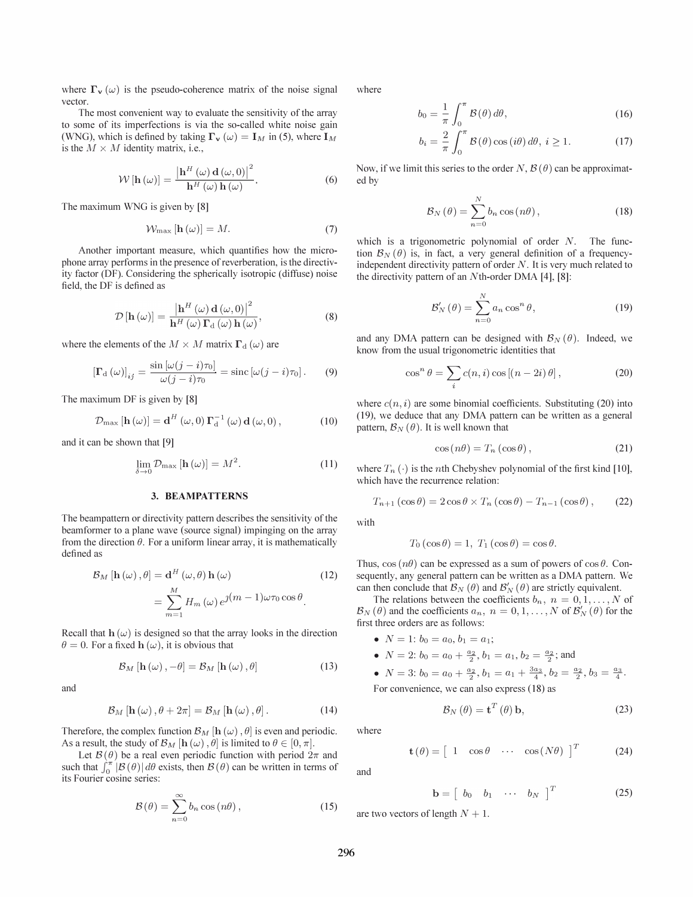where $\mathbf{\Gamma_v}(\omega)$ is the pseudo-coherence matrix of the noise signal vector.

The most convenient way to evaluate the sensitivity of the array to some of its imperfections is via the so-called white noise gain (WNG), which is defined by taking $\mathbf{\Gamma_v}(\omega) = \mathbf{I}_M$ in (5), where $\mathbf{I}_M$ is the $M \times M$ identity matrix, i.e.,

$$\mathcal{W}[\mathbf{h}(\omega)] = \frac{\left|\mathbf{h}^H(\omega)\mathbf{d}(\omega, 0)\right|^2}{\mathbf{h}^H(\omega)\mathbf{h}(\omega)}. \tag{6}$$

The maximum WNG is given by [8]

$$\mathcal{W}_{\max}[\mathbf{h}(\omega)] = M. \tag{7}$$

Another important measure, which quantifies how the microphone array performs in the presence of reverberation, is the directivity factor (DF). Considering the spherically isotropic (diffuse) noise field, the DF is defined as

$$\mathcal{D}[\mathbf{h}(\omega)] = \frac{\left|\mathbf{h}^H(\omega)\mathbf{d}(\omega, 0)\right|^2}{\mathbf{h}^H(\omega)\mathbf{\Gamma}_{\mathrm{d}}(\omega)\mathbf{h}(\omega)}, \tag{8}$$

where the elements of the $M \times M$ matrix $\mathbf{\Gamma}_{\mathrm{d}}(\omega)$ are

$$[\mathbf{\Gamma}_{\mathrm{d}}(\omega)]_{ij} = \frac{\sin[\omega(j-i)\tau_0]}{\omega(j-i)\tau_0} = \mathrm{sinc}[\omega(j-i)\tau_0]. \tag{9}$$

The maximum DF is given by [8]

$$\mathcal{D}_{\max}[\mathbf{h}(\omega)] = \mathbf{d}^H(\omega, 0)\mathbf{\Gamma}_{\mathrm{d}}^{-1}(\omega)\mathbf{d}(\omega, 0), \tag{10}$$

and it can be shown that [9]

$$\lim_{\delta \to 0} \mathcal{D}_{\max}[\mathbf{h}(\omega)] = M^2. \tag{11}$$

## 3. BEAMPATTERNS

The beampattern or directivity pattern describes the sensitivity of the beamformer to a plane wave (source signal) impinging on the array from the direction $\theta$. For a uniform linear array, it is mathematically defined as

$$\begin{aligned}\mathcal{B}_M[\mathbf{h}(\omega), \theta] &= \mathbf{d}^H(\omega, \theta)\mathbf{h}(\omega) \\ &= \sum_{m=1}^{M} H_m(\omega) e^{\jmath(m-1)\omega\tau_0\cos\theta}.\end{aligned} \tag{12}$$

Recall that $\mathbf{h}(\omega)$ is designed so that the array looks in the direction $\theta = 0$. For a fixed $\mathbf{h}(\omega)$, it is obvious that

$$\mathcal{B}_M[\mathbf{h}(\omega), -\theta] = \mathcal{B}_M[\mathbf{h}(\omega), \theta] \tag{13}$$

and

$$\mathcal{B}_M[\mathbf{h}(\omega), \theta + 2\pi] = \mathcal{B}_M[\mathbf{h}(\omega), \theta]. \tag{14}$$

Therefore, the complex function $\mathcal{B}_M[\mathbf{h}(\omega), \theta]$ is even and periodic. As a result, the study of $\mathcal{B}_M[\mathbf{h}(\omega), \theta]$ is limited to $\theta \in [0, \pi]$.

Let $\mathcal{B}(\theta)$ be a real even periodic function with period $2\pi$ and such that $\int_0^\pi |\mathcal{B}(\theta)| d\theta$ exists, then $\mathcal{B}(\theta)$ can be written in terms of its Fourier cosine series:

$$\mathcal{B}(\theta) = \sum_{n=0}^{\infty} b_n \cos(n\theta), \tag{15}$$

where

$$b_0 = \frac{1}{\pi}\int_0^\pi \mathcal{B}(\theta) d\theta, \tag{16}$$

$$b_i = \frac{2}{\pi}\int_0^\pi \mathcal{B}(\theta)\cos(i\theta) d\theta, \ i \geq 1. \tag{17}$$

Now, if we limit this series to the order $N$, $\mathcal{B}(\theta)$ can be approximated by

$$\mathcal{B}_N(\theta) = \sum_{n=0}^{N} b_n \cos(n\theta), \tag{18}$$

which is a trigonometric polynomial of order $N$. The function $\mathcal{B}_N(\theta)$ is, in fact, a very general definition of a frequency-independent directivity pattern of order $N$. It is very much related to the directivity pattern of an $N$th-order DMA [4], [8]:

$$\mathcal{B}'_N(\theta) = \sum_{n=0}^{N} a_n \cos^n \theta, \tag{19}$$

and any DMA pattern can be designed with $\mathcal{B}_N(\theta)$. Indeed, we know from the usual trigonometric identities that

$$\cos^n \theta = \sum_i c(n, i)\cos[(n - 2i)\theta], \tag{20}$$

where $c(n, i)$ are some binomial coefficients. Substituting (20) into (19), we deduce that any DMA pattern can be written as a general pattern, $\mathcal{B}_N(\theta)$. It is well known that

$$\cos(n\theta) = T_n(\cos\theta), \tag{21}$$

where $T_n(\cdot)$ is the $n$th Chebyshev polynomial of the first kind [10], which have the recurrence relation:

$$T_{n+1}(\cos\theta) = 2\cos\theta \times T_n(\cos\theta) - T_{n-1}(\cos\theta), \tag{22}$$

with

$$T_0(\cos\theta) = 1, \ T_1(\cos\theta) = \cos\theta.$$

Thus, $\cos(n\theta)$ can be expressed as a sum of powers of $\cos\theta$. Consequently, any general pattern can be written as a DMA pattern. We can then conclude that $\mathcal{B}_N(\theta)$ and $\mathcal{B}'_N(\theta)$ are strictly equivalent.

The relations between the coefficients $b_n$, $n = 0, 1, \ldots, N$ of $\mathcal{B}_N(\theta)$ and the coefficients $a_n$, $n = 0, 1, \ldots, N$ of $\mathcal{B}'_N(\theta)$ for the first three orders are as follows:

- $N = 1$: $b_0 = a_0$, $b_1 = a_1$;
- $N = 2$: $b_0 = a_0 + \frac{a_2}{2}$, $b_1 = a_1$, $b_2 = \frac{a_2}{2}$; and
- $N = 3$: $b_0 = a_0 + \frac{a_2}{2}$, $b_1 = a_1 + \frac{3a_3}{4}$, $b_2 = \frac{a_2}{2}$, $b_3 = \frac{a_3}{4}$.

For convenience, we can also express (18) as

$$\mathcal{B}_N(\theta) = \mathbf{t}^T(\theta)\mathbf{b}, \tag{23}$$

where

$$\mathbf{t}(\theta) = \begin{bmatrix} 1 & \cos\theta & \cdots & \cos(N\theta) \end{bmatrix}^T \tag{24}$$

and

$$\mathbf{b} = \begin{bmatrix} b_0 & b_1 & \cdots & b_N \end{bmatrix}^T \tag{25}$$

are two vectors of length $N + 1$.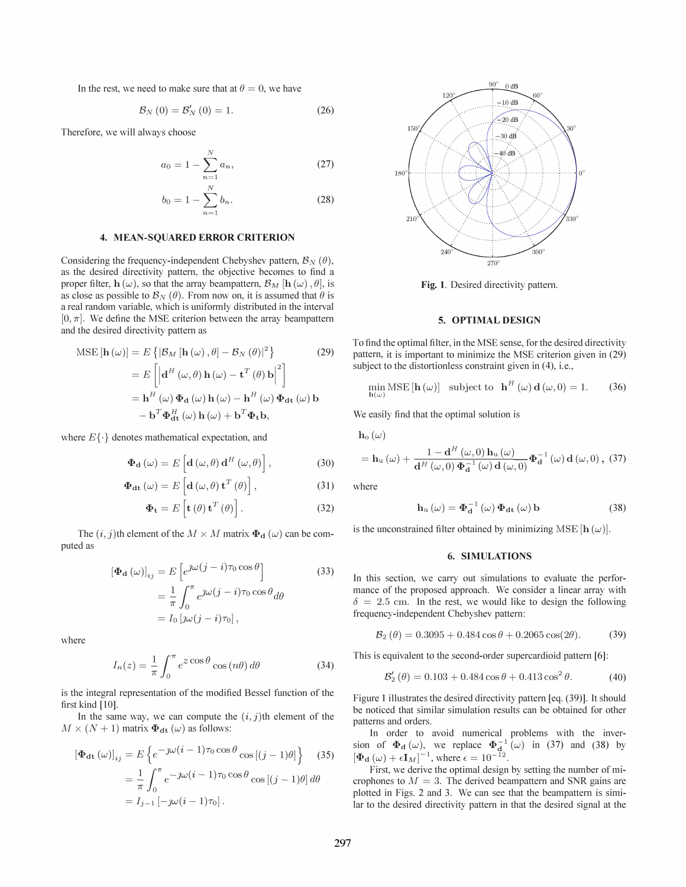In the rest, we need to make sure that at $\theta = 0$, we have

$$\mathcal{B}_N(0) = \mathcal{B}'_N(0) = 1. \tag{26}$$

Therefore, we will always choose

$$a_0 = 1 - \sum_{n=1}^{N} a_n, \tag{27}$$

$$b_0 = 1 - \sum_{n=1}^{N} b_n. \tag{28}$$

## 4. MEAN-SQUARED ERROR CRITERION

Considering the frequency-independent Chebyshev pattern, $\mathcal{B}_N(\theta)$, as the desired directivity pattern, the objective becomes to find a proper filter, $\mathbf{h}(\omega)$, so that the array beampattern, $\mathcal{B}_M[\mathbf{h}(\omega), \theta]$, is as close as possible to $\mathcal{B}_N(\theta)$. From now on, it is assumed that $\theta$ is a real random variable, which is uniformly distributed in the interval $[0, \pi]$. We define the MSE criterion between the array beampattern and the desired directivity pattern as

$$\begin{aligned}
\text{MSE}[\mathbf{h}(\omega)] &= E\left\{|\mathcal{B}_M[\mathbf{h}(\omega), \theta] - \mathcal{B}_N(\theta)|^2\right\} \\
&= E\left[\left|\mathbf{d}^H(\omega, \theta)\mathbf{h}(\omega) - \mathbf{t}^T(\theta)\mathbf{b}\right|^2\right] \\
&= \mathbf{h}^H(\omega)\mathbf{\Phi_d}(\omega)\mathbf{h}(\omega) - \mathbf{h}^H(\omega)\mathbf{\Phi_{dt}}(\omega)\mathbf{b} \\
&\quad - \mathbf{b}^T\mathbf{\Phi}^H_{\mathbf{dt}}(\omega)\mathbf{h}(\omega) + \mathbf{b}^T\mathbf{\Phi_t}\mathbf{b},
\end{aligned} \tag{29}$$

where $E\{\cdot\}$ denotes mathematical expectation, and

$$\mathbf{\Phi_d}(\omega) = E\left[\mathbf{d}(\omega, \theta)\mathbf{d}^H(\omega, \theta)\right], \tag{30}$$

$$\mathbf{\Phi_{dt}}(\omega) = E\left[\mathbf{d}(\omega, \theta)\mathbf{t}^T(\theta)\right], \tag{31}$$

$$\mathbf{\Phi_t} = E\left[\mathbf{t}(\theta)\mathbf{t}^T(\theta)\right]. \tag{32}$$

The $(i, j)$th element of the $M \times M$ matrix $\mathbf{\Phi_d}(\omega)$ can be computed as

$$\begin{aligned}
[\mathbf{\Phi_d}(\omega)]_{ij} &= E\left[e^{\jmath\omega(j-i)\tau_0\cos\theta}\right] \\
&= \frac{1}{\pi}\int_0^{\pi} e^{\jmath\omega(j-i)\tau_0\cos\theta} d\theta \\
&= I_0[\jmath\omega(j-i)\tau_0],
\end{aligned} \tag{33}$$

where

$$I_n(z) = \frac{1}{\pi}\int_0^{\pi} e^{z\cos\theta}\cos(n\theta)\, d\theta \tag{34}$$

is the integral representation of the modified Bessel function of the first kind [10].

In the same way, we can compute the $(i, j)$th element of the $M \times (N+1)$ matrix $\mathbf{\Phi_{dt}}(\omega)$ as follows:

$$\begin{aligned}
[\mathbf{\Phi_{dt}}(\omega)]_{ij} &= E\left\{e^{-\jmath\omega(i-1)\tau_0\cos\theta}\cos[(j-1)\theta]\right\} \\
&= \frac{1}{\pi}\int_0^{\pi} e^{-\jmath\omega(i-1)\tau_0\cos\theta}\cos[(j-1)\theta]\, d\theta \\
&= I_{j-1}[-\jmath\omega(i-1)\tau_0].
\end{aligned} \tag{35}$$

Fig. 1. Desired directivity pattern.

## 5. OPTIMAL DESIGN

To find the optimal filter, in the MSE sense, for the desired directivity pattern, it is important to minimize the MSE criterion given in (29) subject to the distortionless constraint given in (4), i.e.,

$$\min_{\mathbf{h}(\omega)} \text{MSE}[\mathbf{h}(\omega)] \quad \text{subject to} \quad \mathbf{h}^H(\omega)\mathbf{d}(\omega, 0) = 1. \tag{36}$$

We easily find that the optimal solution is

$$\begin{aligned}
&\mathbf{h}_o(\omega) \\
&= \mathbf{h}_u(\omega) + \frac{1 - \mathbf{d}^H(\omega, 0)\mathbf{h}_u(\omega)}{\mathbf{d}^H(\omega, 0)\mathbf{\Phi}^{-1}_{\mathbf{d}}(\omega)\mathbf{d}(\omega, 0)}\mathbf{\Phi}^{-1}_{\mathbf{d}}(\omega)\mathbf{d}(\omega, 0),
\end{aligned} \tag{37}$$

where

$$\mathbf{h}_u(\omega) = \mathbf{\Phi}^{-1}_{\mathbf{d}}(\omega)\mathbf{\Phi_{dt}}(\omega)\mathbf{b} \tag{38}$$

is the unconstrained filter obtained by minimizing $\text{MSE}[\mathbf{h}(\omega)]$.

## 6. SIMULATIONS

In this section, we carry out simulations to evaluate the performance of the proposed approach. We consider a linear array with $\delta = 2.5$ cm. In the rest, we would like to design the following frequency-independent Chebyshev pattern:

$$\mathcal{B}_2(\theta) = 0.3095 + 0.484\cos\theta + 0.2065\cos(2\theta). \tag{39}$$

This is equivalent to the second-order supercardioid pattern [6]:

$$\mathcal{B}'_2(\theta) = 0.103 + 0.484\cos\theta + 0.413\cos^2\theta. \tag{40}$$

Figure 1 illustrates the desired directivity pattern [eq. (39)]. It should be noticed that similar simulation results can be obtained for other patterns and orders.

In order to avoid numerical problems with the inversion of $\mathbf{\Phi_d}(\omega)$, we replace $\mathbf{\Phi}^{-1}_{\mathbf{d}}(\omega)$ in (37) and (38) by $[\mathbf{\Phi_d}(\omega) + \epsilon\mathbf{I}_M]^{-1}$, where $\epsilon = 10^{-12}$.

First, we derive the optimal design by setting the number of microphones to $M = 3$. The derived beampattern and SNR gains are plotted in Figs. 2 and 3. We can see that the beampattern is similar to the desired directivity pattern in that the desired signal at the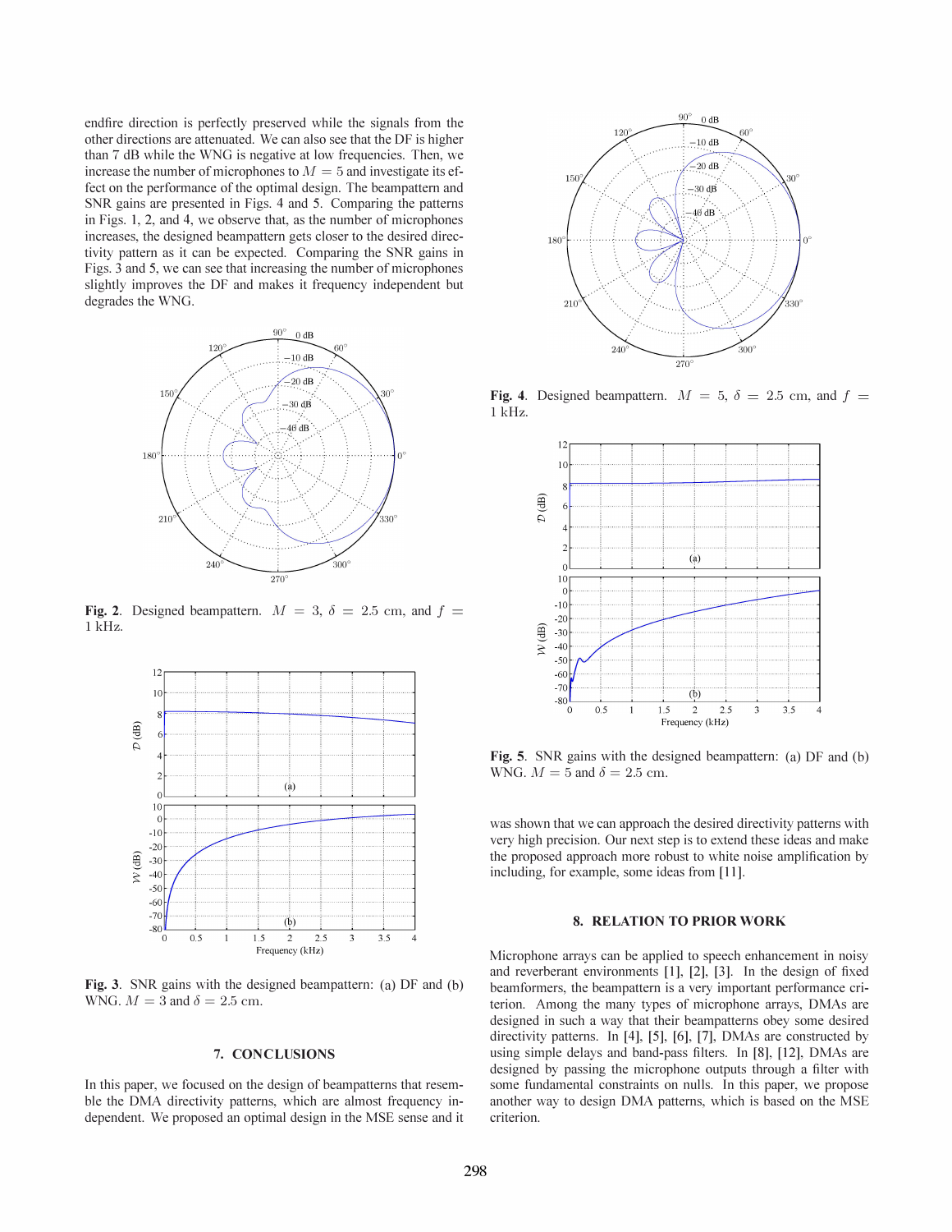endfire direction is perfectly preserved while the signals from the other directions are attenuated. We can also see that the DF is higher than 7 dB while the WNG is negative at low frequencies. Then, we increase the number of microphones to $M = 5$ and investigate its effect on the performance of the optimal design. The beampattern and SNR gains are presented in Figs. 4 and 5. Comparing the patterns in Figs. 1, 2, and 4, we observe that, as the number of microphones increases, the designed beampattern gets closer to the desired directivity pattern as it can be expected. Comparing the SNR gains in Figs. 3 and 5, we can see that increasing the number of microphones slightly improves the DF and makes it frequency independent but degrades the WNG.

**Fig. 2**. Designed beampattern. $M = 3$, $\delta = 2.5$ cm, and $f = 1$ kHz.

**Fig. 3**. SNR gains with the designed beampattern: (a) DF and (b) WNG. $M = 3$ and $\delta = 2.5$ cm.

## 7. CONCLUSIONS

In this paper, we focused on the design of beampatterns that resemble the DMA directivity patterns, which are almost frequency independent. We proposed an optimal design in the MSE sense and it was shown that we can approach the desired directivity patterns with very high precision. Our next step is to extend these ideas and make the proposed approach more robust to white noise amplification by including, for example, some ideas from [11].

**Fig. 4**. Designed beampattern. $M = 5$, $\delta = 2.5$ cm, and $f = 1$ kHz.

**Fig. 5**. SNR gains with the designed beampattern: (a) DF and (b) WNG. $M = 5$ and $\delta = 2.5$ cm.

## 8. RELATION TO PRIOR WORK

Microphone arrays can be applied to speech enhancement in noisy and reverberant environments [1], [2], [3]. In the design of fixed beamformers, the beampattern is a very important performance criterion. Among the many types of microphone arrays, DMAs are designed in such a way that their beampatterns obey some desired directivity patterns. In [4], [5], [6], [7], DMAs are constructed by using simple delays and band-pass filters. In [8], [12], DMAs are designed by passing the microphone outputs through a filter with some fundamental constraints on nulls. In this paper, we propose another way to design DMA patterns, which is based on the MSE criterion.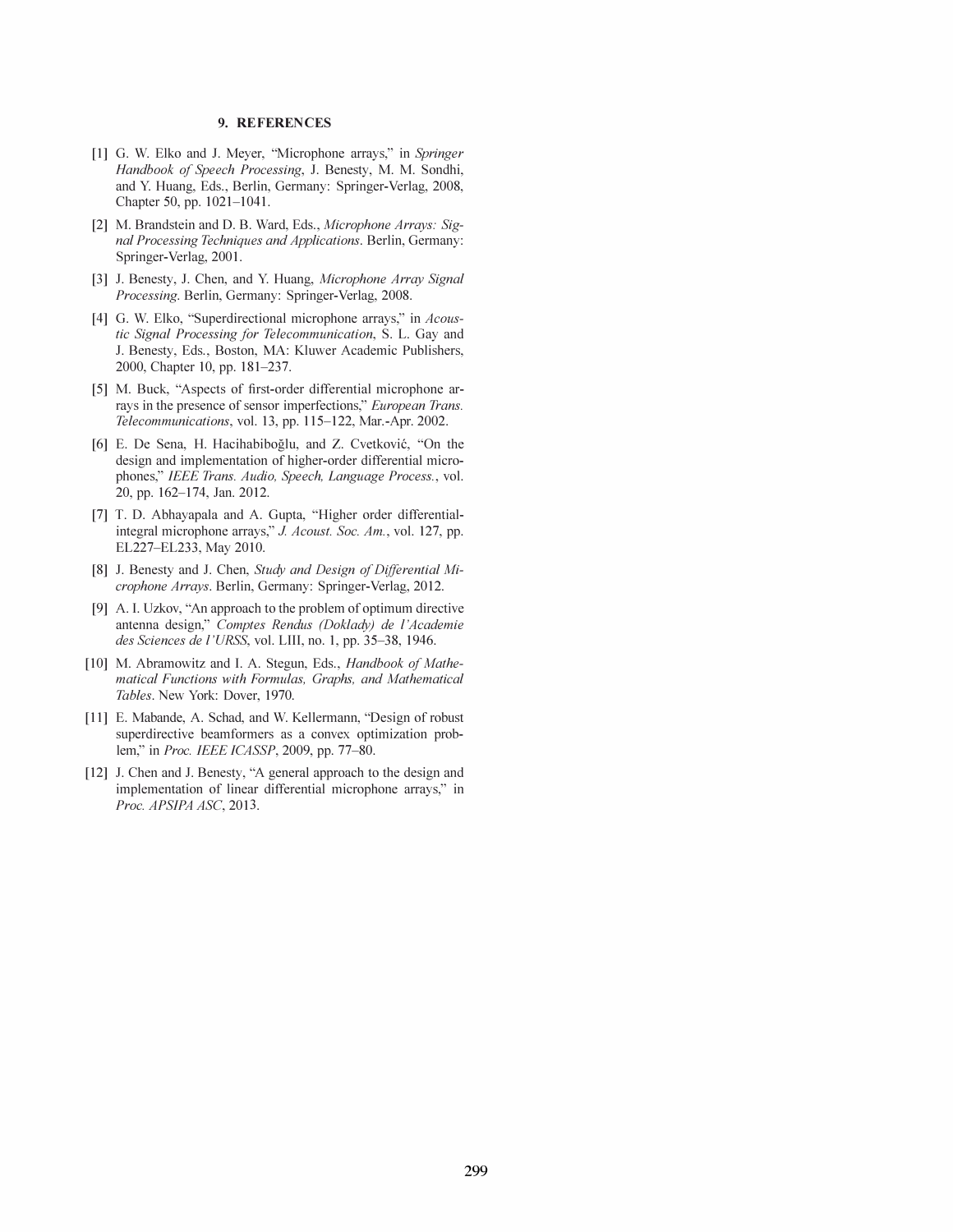## 9. REFERENCES

[1] G. W. Elko and J. Meyer, "Microphone arrays," in *Springer Handbook of Speech Processing*, J. Benesty, M. M. Sondhi, and Y. Huang, Eds., Berlin, Germany: Springer-Verlag, 2008, Chapter 50, pp. 1021–1041.

[2] M. Brandstein and D. B. Ward, Eds., *Microphone Arrays: Signal Processing Techniques and Applications*. Berlin, Germany: Springer-Verlag, 2001.

[3] J. Benesty, J. Chen, and Y. Huang, *Microphone Array Signal Processing*. Berlin, Germany: Springer-Verlag, 2008.

[4] G. W. Elko, "Superdirectional microphone arrays," in *Acoustic Signal Processing for Telecommunication*, S. L. Gay and J. Benesty, Eds., Boston, MA: Kluwer Academic Publishers, 2000, Chapter 10, pp. 181–237.

[5] M. Buck, "Aspects of first-order differential microphone arrays in the presence of sensor imperfections," *European Trans. Telecommunications*, vol. 13, pp. 115–122, Mar.-Apr. 2002.

[6] E. De Sena, H. Hacihabiboğlu, and Z. Cvetković, "On the design and implementation of higher-order differential microphones," *IEEE Trans. Audio, Speech, Language Process.*, vol. 20, pp. 162–174, Jan. 2012.

[7] T. D. Abhayapala and A. Gupta, "Higher order differential-integral microphone arrays," *J. Acoust. Soc. Am.*, vol. 127, pp. EL227–EL233, May 2010.

[8] J. Benesty and J. Chen, *Study and Design of Differential Microphone Arrays*. Berlin, Germany: Springer-Verlag, 2012.

[9] A. I. Uzkov, "An approach to the problem of optimum directive antenna design," *Comptes Rendus (Doklady) de l'Academie des Sciences de l'URSS*, vol. LIII, no. 1, pp. 35–38, 1946.

[10] M. Abramowitz and I. A. Stegun, Eds., *Handbook of Mathematical Functions with Formulas, Graphs, and Mathematical Tables*. New York: Dover, 1970.

[11] E. Mabande, A. Schad, and W. Kellermann, "Design of robust superdirective beamformers as a convex optimization problem," in *Proc. IEEE ICASSP*, 2009, pp. 77–80.

[12] J. Chen and J. Benesty, "A general approach to the design and implementation of linear differential microphone arrays," in *Proc. APSIPA ASC*, 2013.